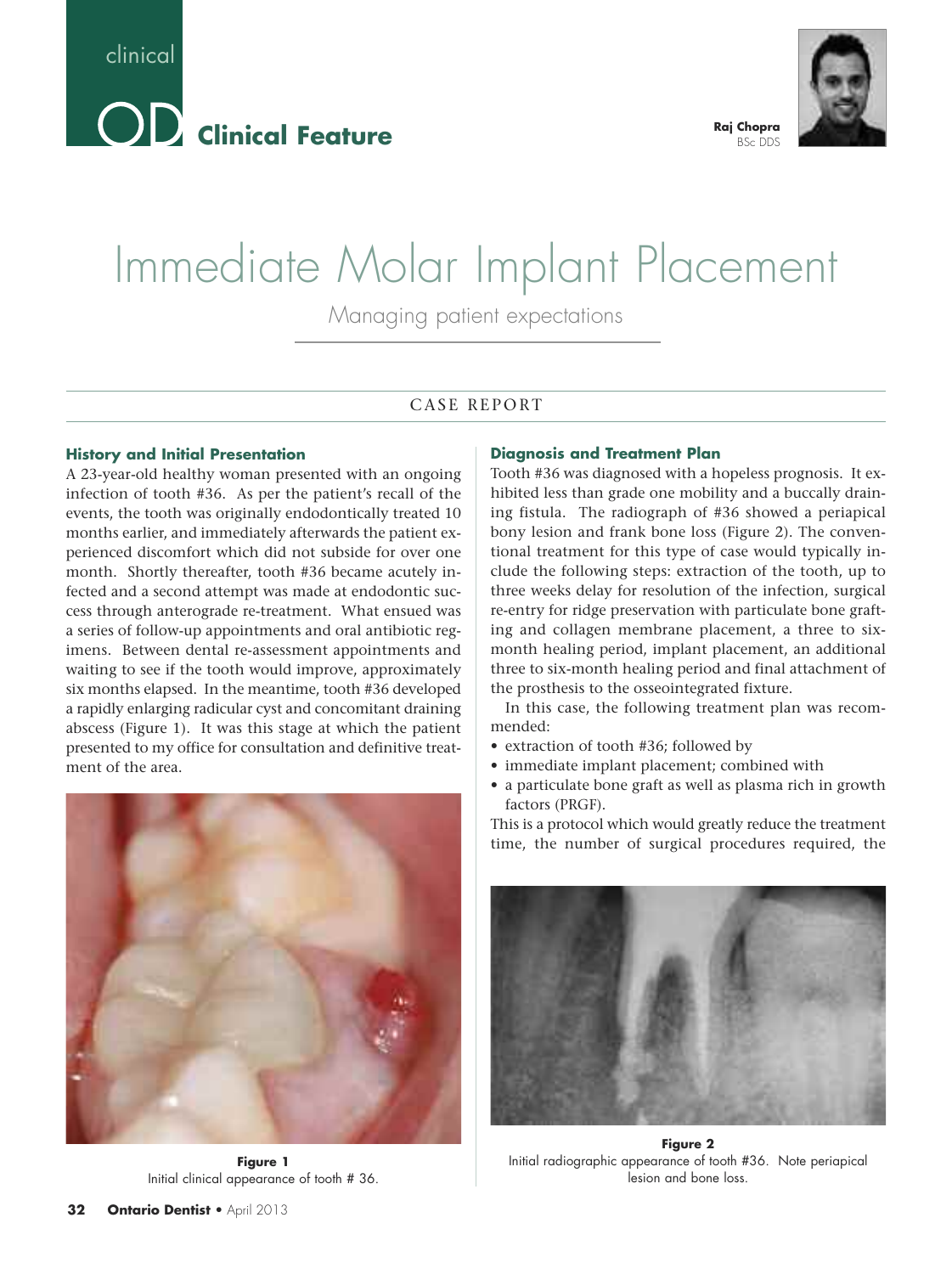clinical

# OD Clinical Feature

**Raj Chopra**
BSc DDS

# Immediate Molar Implant Placement

## Managing patient expectations

CASE REPORT

### History and Initial Presentation

A 23-year-old healthy woman presented with an ongoing infection of tooth #36. As per the patient's recall of the events, the tooth was originally endodontically treated 10 months earlier, and immediately afterwards the patient experienced discomfort which did not subside for over one month. Shortly thereafter, tooth #36 became acutely infected and a second attempt was made at endodontic success through anterograde re-treatment. What ensued was a series of follow-up appointments and oral antibiotic regimens. Between dental re-assessment appointments and waiting to see if the tooth would improve, approximately six months elapsed. In the meantime, tooth #36 developed a rapidly enlarging radicular cyst and concomitant draining abscess (Figure 1). It was this stage at which the patient presented to my office for consultation and definitive treatment of the area.

**Figure 1**
Initial clinical appearance of tooth # 36.

### Diagnosis and Treatment Plan

Tooth #36 was diagnosed with a hopeless prognosis. It exhibited less than grade one mobility and a buccally draining fistula. The radiograph of #36 showed a periapical bony lesion and frank bone loss (Figure 2). The conventional treatment for this type of case would typically include the following steps: extraction of the tooth, up to three weeks delay for resolution of the infection, surgical re-entry for ridge preservation with particulate bone grafting and collagen membrane placement, a three to six-month healing period, implant placement, an additional three to six-month healing period and final attachment of the prosthesis to the osseointegrated fixture.

In this case, the following treatment plan was recommended:

- extraction of tooth #36; followed by
- immediate implant placement; combined with
- a particulate bone graft as well as plasma rich in growth factors (PRGF).

This is a protocol which would greatly reduce the treatment time, the number of surgical procedures required, the

**Figure 2**
Initial radiographic appearance of tooth #36. Note periapical lesion and bone loss.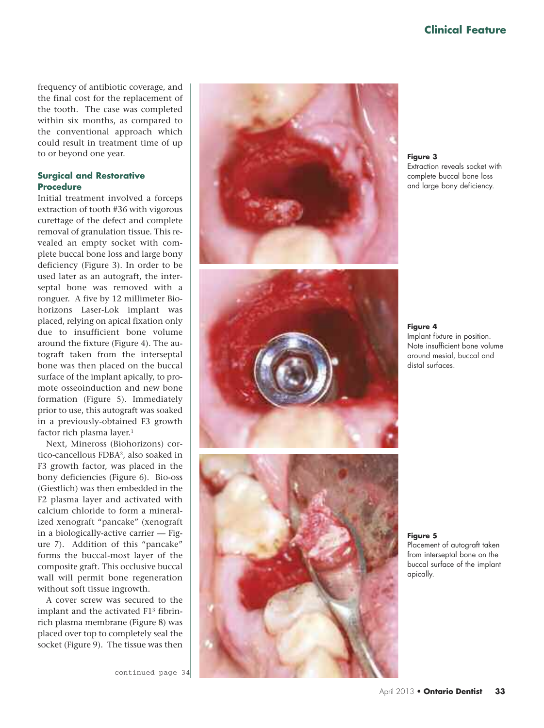frequency of antibiotic coverage, and the final cost for the replacement of the tooth. The case was completed within six months, as compared to the conventional approach which could result in treatment time of up to or beyond one year.

### Surgical and Restorative Procedure

Initial treatment involved a forceps extraction of tooth #36 with vigorous curettage of the defect and complete removal of granulation tissue. This revealed an empty socket with complete buccal bone loss and large bony deficiency (Figure 3). In order to be used later as an autograft, the interseptal bone was removed with a ronguer. A five by 12 millimeter Biohorizons Laser-Lok implant was placed, relying on apical fixation only due to insufficient bone volume around the fixture (Figure 4). The autograft taken from the interseptal bone was then placed on the buccal surface of the implant apically, to promote osseoinduction and new bone formation (Figure 5). Immediately prior to use, this autograft was soaked in a previously-obtained F3 growth factor rich plasma layer.[1]

Next, Mineross (Biohorizons) cortico-cancellous FDBA[2], also soaked in F3 growth factor, was placed in the bony deficiencies (Figure 6). Bio-oss (Giestlich) was then embedded in the F2 plasma layer and activated with calcium chloride to form a mineralized xenograft "pancake" (xenograft in a biologically-active carrier — Figure 7). Addition of this "pancake" forms the buccal-most layer of the composite graft. This occlusive buccal wall will permit bone regeneration without soft tissue ingrowth.

A cover screw was secured to the implant and the activated F1[3] fibrin-rich plasma membrane (Figure 8) was placed over top to completely seal the socket (Figure 9). The tissue was then

continued page 34

**Figure 3**
Extraction reveals socket with complete buccal bone loss and large bony deficiency.

**Figure 4**
Implant fixture in position. Note insufficient bone volume around mesial, buccal and distal surfaces.

**Figure 5**
Placement of autograft taken from interseptal bone on the buccal surface of the implant apically.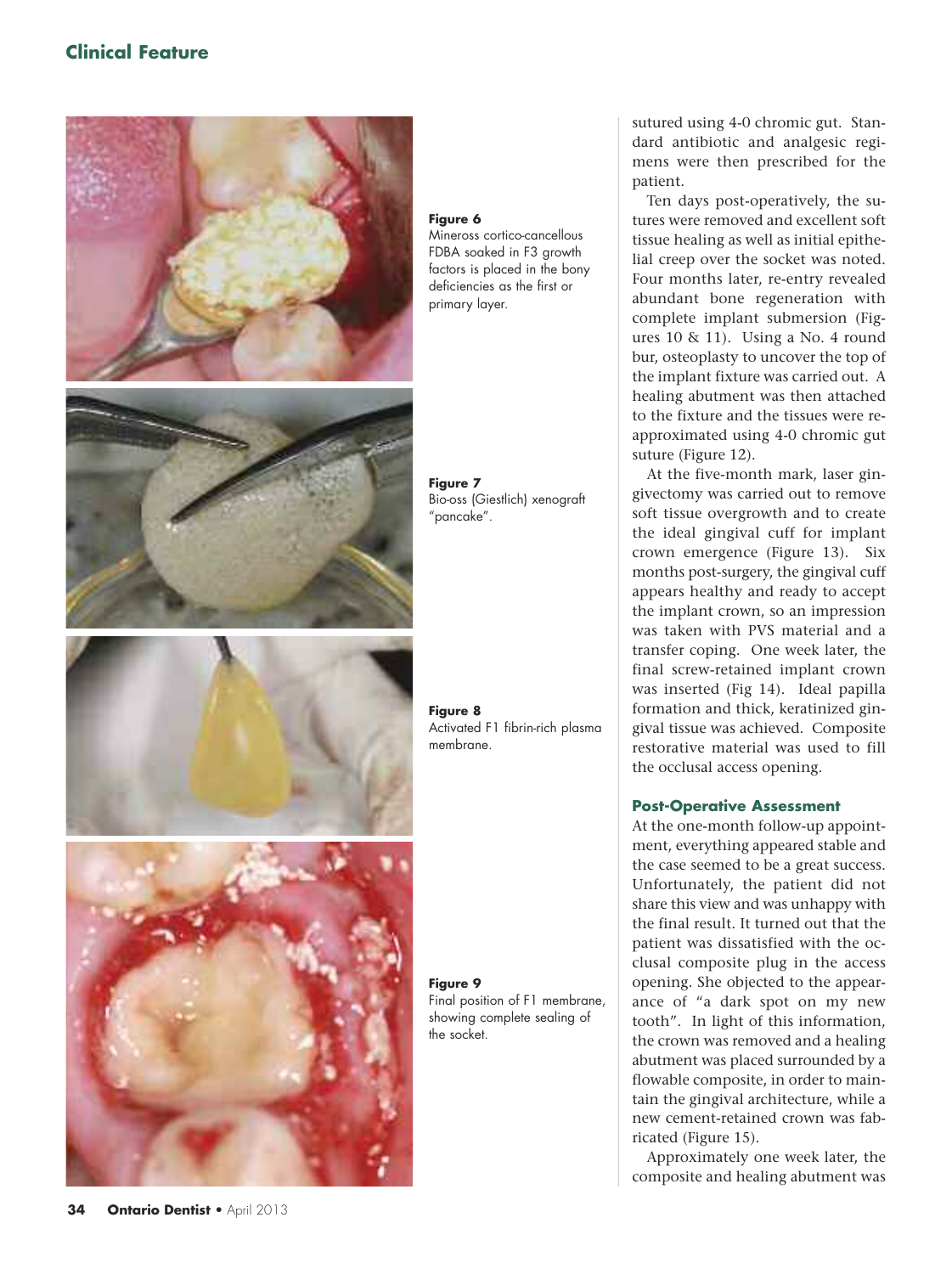**Figure 6**
Mineross cortico-cancellous FDBA soaked in F3 growth factors is placed in the bony deficiencies as the first or primary layer.

**Figure 7**
Bio-oss (Giestlich) xenograft "pancake".

**Figure 8**
Activated F1 fibrin-rich plasma membrane.

**Figure 9**
Final position of F1 membrane, showing complete sealing of the socket.

sutured using 4-0 chromic gut. Standard antibiotic and analgesic regimens were then prescribed for the patient.

Ten days post-operatively, the sutures were removed and excellent soft tissue healing as well as initial epithelial creep over the socket was noted. Four months later, re-entry revealed abundant bone regeneration with complete implant submersion (Figures 10 & 11). Using a No. 4 round bur, osteoplasty to uncover the top of the implant fixture was carried out. A healing abutment was then attached to the fixture and the tissues were reapproximated using 4-0 chromic gut suture (Figure 12).

At the five-month mark, laser gingivectomy was carried out to remove soft tissue overgrowth and to create the ideal gingival cuff for implant crown emergence (Figure 13). Six months post-surgery, the gingival cuff appears healthy and ready to accept the implant crown, so an impression was taken with PVS material and a transfer coping. One week later, the final screw-retained implant crown was inserted (Fig 14). Ideal papilla formation and thick, keratinized gingival tissue was achieved. Composite restorative material was used to fill the occlusal access opening.

### Post-Operative Assessment

At the one-month follow-up appointment, everything appeared stable and the case seemed to be a great success. Unfortunately, the patient did not share this view and was unhappy with the final result. It turned out that the patient was dissatisfied with the occlusal composite plug in the access opening. She objected to the appearance of "a dark spot on my new tooth". In light of this information, the crown was removed and a healing abutment was placed surrounded by a flowable composite, in order to maintain the gingival architecture, while a new cement-retained crown was fabricated (Figure 15).

Approximately one week later, the composite and healing abutment was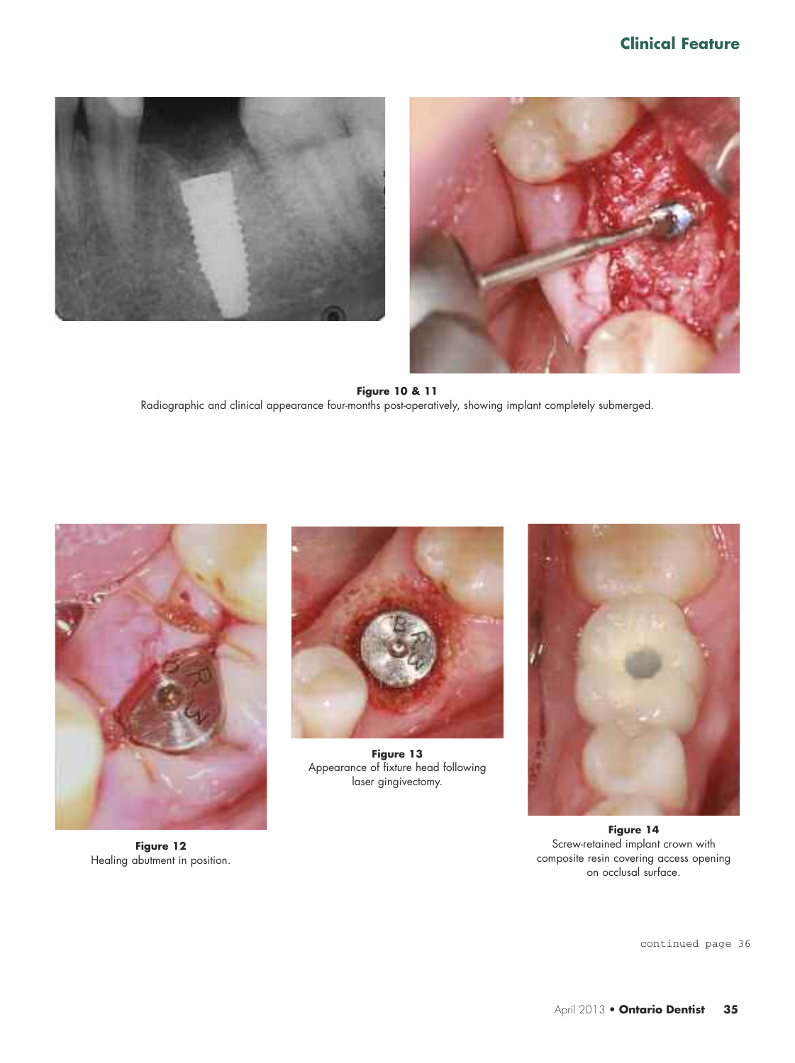**Figure 10 & 11**
Radiographic and clinical appearance four-months post-operatively, showing implant completely submerged.

**Figure 12**
Healing abutment in position.

**Figure 13**
Appearance of fixture head following laser gingivectomy.

**Figure 14**
Screw-retained implant crown with composite resin covering access opening on occlusal surface.

continued page 36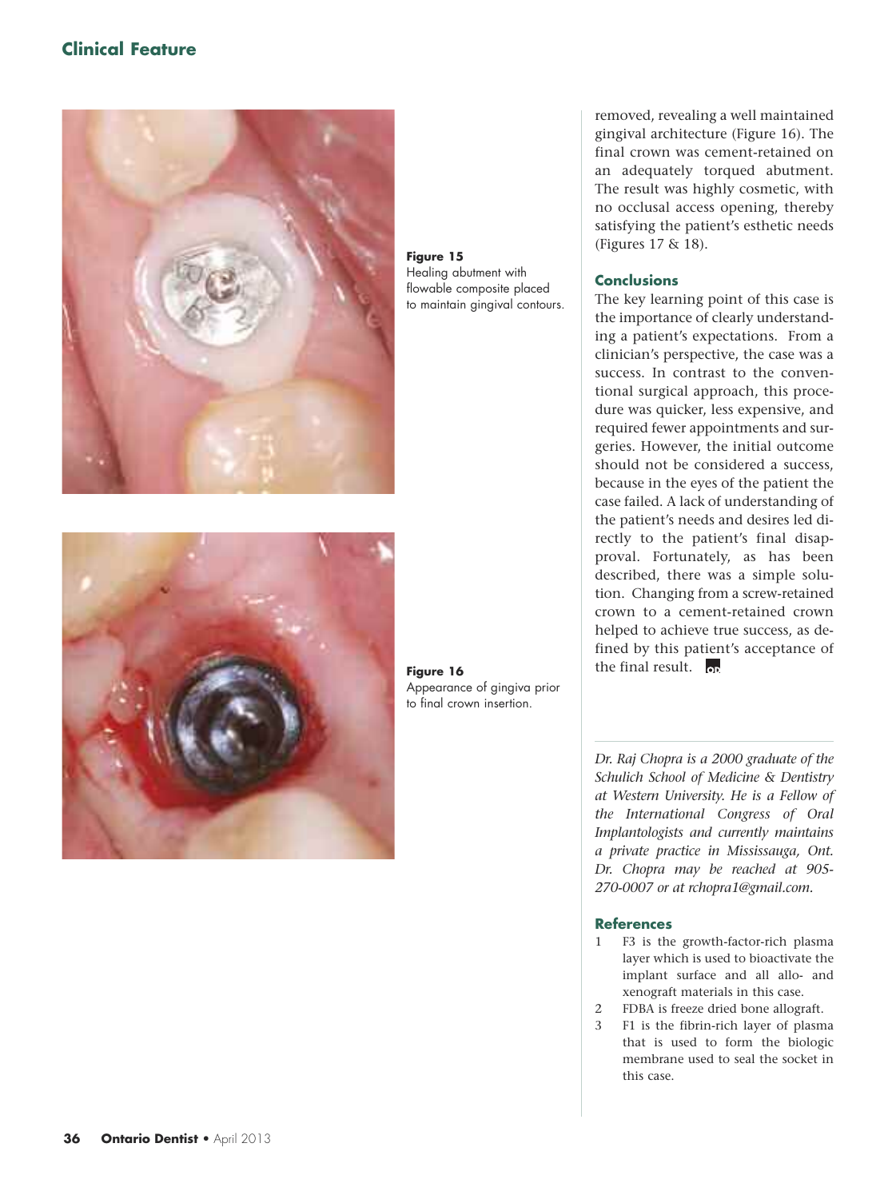Figure 15
Healing abutment with flowable composite placed to maintain gingival contours.

Figure 16
Appearance of gingiva prior to final crown insertion.

removed, revealing a well maintained gingival architecture (Figure 16). The final crown was cement-retained on an adequately torqued abutment. The result was highly cosmetic, with no occlusal access opening, thereby satisfying the patient's esthetic needs (Figures 17 & 18).

## Conclusions

The key learning point of this case is the importance of clearly understanding a patient's expectations. From a clinician's perspective, the case was a success. In contrast to the conventional surgical approach, this procedure was quicker, less expensive, and required fewer appointments and surgeries. However, the initial outcome should not be considered a success, because in the eyes of the patient the case failed. A lack of understanding of the patient's needs and desires led directly to the patient's final disapproval. Fortunately, as has been described, there was a simple solution. Changing from a screw-retained crown to a cement-retained crown helped to achieve true success, as defined by this patient's acceptance of the final result.

*Dr. Raj Chopra is a 2000 graduate of the Schulich School of Medicine & Dentistry at Western University. He is a Fellow of the International Congress of Oral Implantologists and currently maintains a private practice in Mississauga, Ont. Dr. Chopra may be reached at 905-270-0007 or at rchopra1@gmail.com.*

## References

1. F3 is the growth-factor-rich plasma layer which is used to bioactivate the implant surface and all allo- and xenograft materials in this case.
2. FDBA is freeze dried bone allograft.
3. F1 is the fibrin-rich layer of plasma that is used to form the biologic membrane used to seal the socket in this case.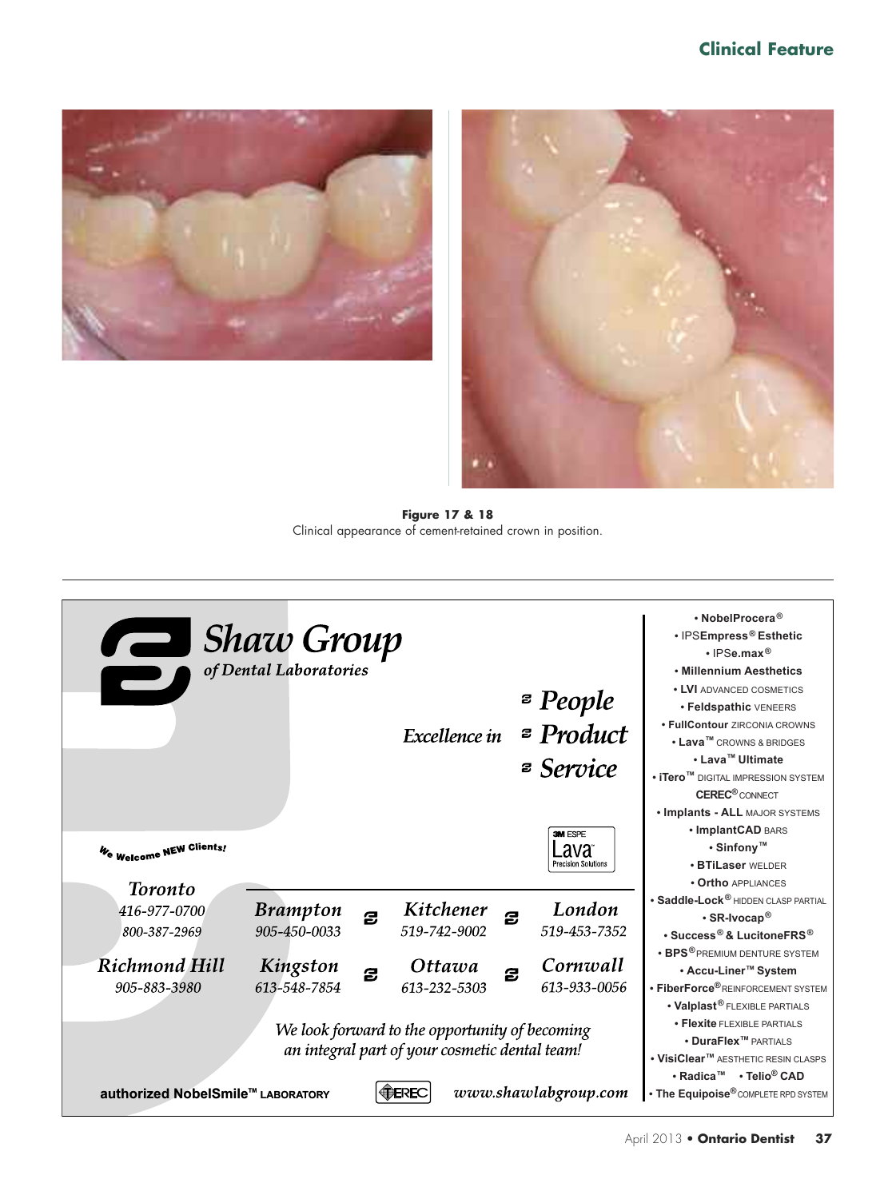**Figure 17 & 18**
Clinical appearance of cement-retained crown in position.

# Shaw Group

*of Dental Laboratories*

Excellence in *People* *Product* *Service*

We Welcome NEW Clients!

3M ESPE Lava Precision Solutions

*Toronto*
416-977-0700
800-387-2969

*Brampton*
905-450-0033

*Kitchener*
519-742-9002

*London*
519-453-7352

*Richmond Hill*
905-883-3980

*Kingston*
613-548-7854

*Ottawa*
613-232-5303

*Cornwall*
613-933-0056

*We look forward to the opportunity of becoming an integral part of your cosmetic dental team!*

**authorized NobelSmile™ LABORATORY**

CEREC

*www.shawlabgroup.com*

- **NobelProcera®**
- IPS**Empress® Esthetic**
- IPS**e.max®**
- **Millennium Aesthetics**
- **LVI** ADVANCED COSMETICS
- **Feldspathic** VENEERS
- **FullContour** ZIRCONIA CROWNS
- **Lava™** CROWNS & BRIDGES
- **Lava™ Ultimate**
- **iTero™** DIGITAL IMPRESSION SYSTEM
- **CEREC®** CONNECT
- **Implants - ALL** MAJOR SYSTEMS
- **ImplantCAD** BARS
- **Sinfony™**
- **BTiLaser** WELDER
- **Ortho** APPLIANCES
- **Saddle-Lock®** HIDDEN CLASP PARTIAL
- **SR-Ivocap®**
- **Success® & LucitoneFRS®**
- **BPS®** PREMIUM DENTURE SYSTEM
- **Accu-Liner™ System**
- **FiberForce®** REINFORCEMENT SYSTEM
- **Valplast®** FLEXIBLE PARTIALS
- **Flexite** FLEXIBLE PARTIALS
- **DuraFlex™** PARTIALS
- **VisiClear™** AESTHETIC RESIN CLASPS
- **Radica™** • **Telio® CAD**
- **The Equipoise®** COMPLETE RPD SYSTEM